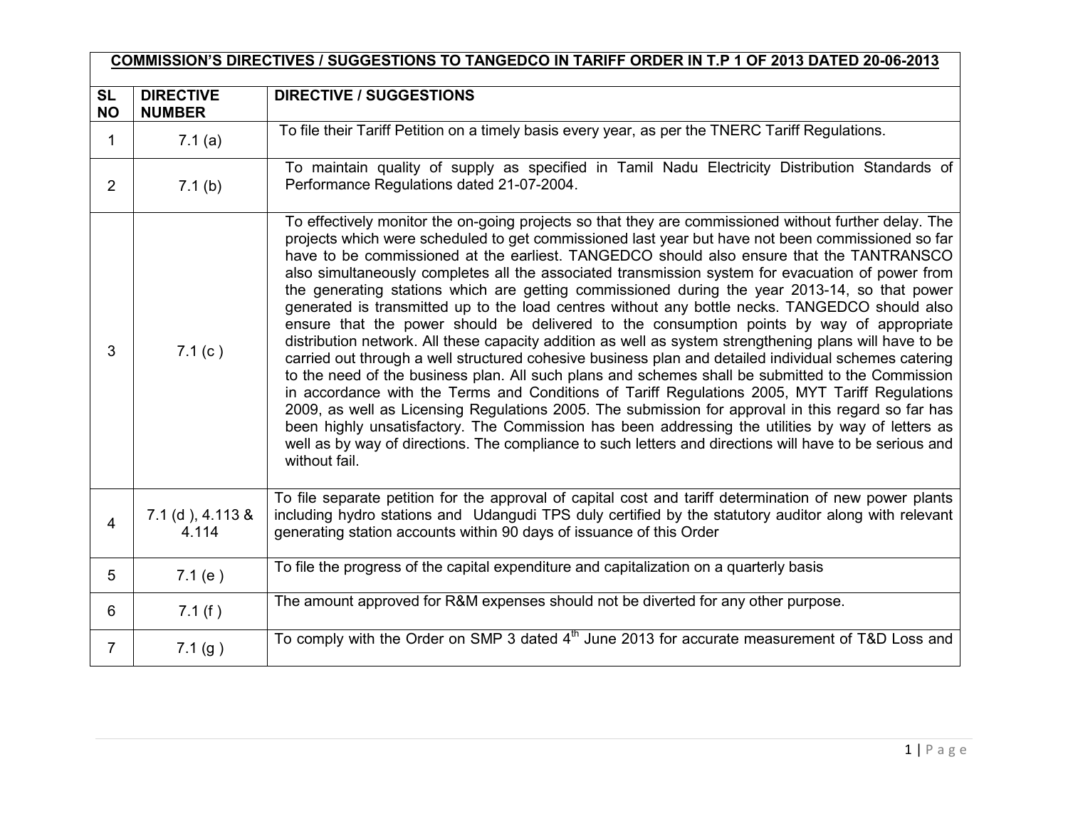| COMMISSION'S DIRECTIVES / SUGGESTIONS TO TANGEDCO IN TARIFF ORDER IN T.P 1 OF 2013 DATED 20-06-2013 | | |
|---|---|---|
| **SL NO** | **DIRECTIVE NUMBER** | **DIRECTIVE / SUGGESTIONS** |
| 1 | 7.1 (a) | To file their Tariff Petition on a timely basis every year, as per the TNERC Tariff Regulations. |
| 2 | 7.1 (b) | To maintain quality of supply as specified in Tamil Nadu Electricity Distribution Standards of Performance Regulations dated 21-07-2004. |
| 3 | 7.1 (c ) | To effectively monitor the on-going projects so that they are commissioned without further delay. The projects which were scheduled to get commissioned last year but have not been commissioned so far have to be commissioned at the earliest. TANGEDCO should also ensure that the TANTRANSCO also simultaneously completes all the associated transmission system for evacuation of power from the generating stations which are getting commissioned during the year 2013-14, so that power generated is transmitted up to the load centres without any bottle necks. TANGEDCO should also ensure that the power should be delivered to the consumption points by way of appropriate distribution network. All these capacity addition as well as system strengthening plans will have to be carried out through a well structured cohesive business plan and detailed individual schemes catering to the need of the business plan. All such plans and schemes shall be submitted to the Commission in accordance with the Terms and Conditions of Tariff Regulations 2005, MYT Tariff Regulations 2009, as well as Licensing Regulations 2005. The submission for approval in this regard so far has been highly unsatisfactory. The Commission has been addressing the utilities by way of letters as well as by way of directions. The compliance to such letters and directions will have to be serious and without fail. |
| 4 | 7.1 (d ), 4.113 & 4.114 | To file separate petition for the approval of capital cost and tariff determination of new power plants including hydro stations and Udangudi TPS duly certified by the statutory auditor along with relevant generating station accounts within 90 days of issuance of this Order |
| 5 | 7.1 (e ) | To file the progress of the capital expenditure and capitalization on a quarterly basis |
| 6 | 7.1 (f ) | The amount approved for R&M expenses should not be diverted for any other purpose. |
| 7 | 7.1 (g ) | To comply with the Order on SMP 3 dated 4th June 2013 for accurate measurement of T&D Loss and |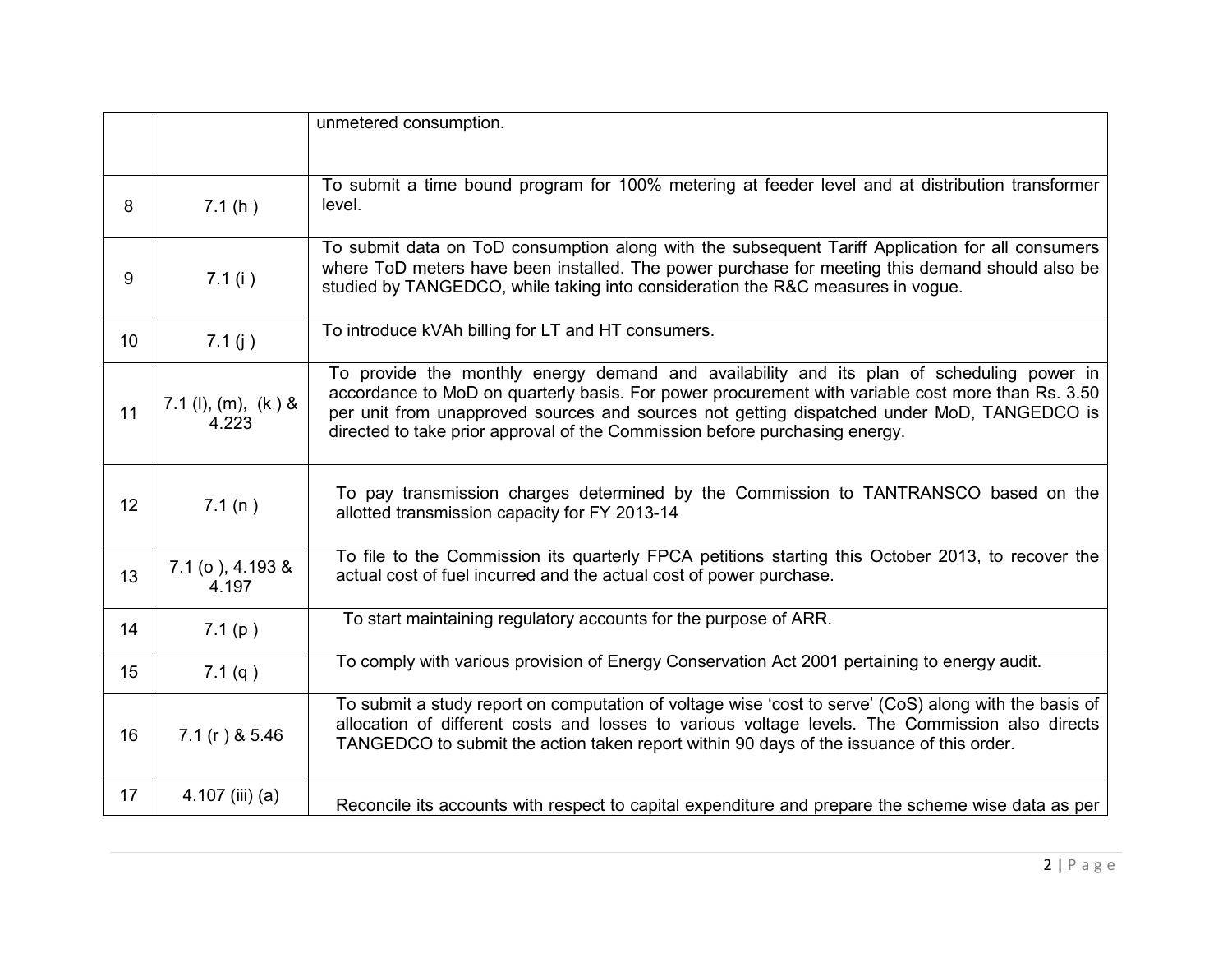| | | |
|---|---|---|
| | | unmetered consumption. |
| 8 | 7.1 (h ) | To submit a time bound program for 100% metering at feeder level and at distribution transformer level. |
| 9 | 7.1 (i ) | To submit data on ToD consumption along with the subsequent Tariff Application for all consumers where ToD meters have been installed. The power purchase for meeting this demand should also be studied by TANGEDCO, while taking into consideration the R&C measures in vogue. |
| 10 | 7.1 (j ) | To introduce kVAh billing for LT and HT consumers. |
| 11 | 7.1 (l), (m), (k ) & 4.223 | To provide the monthly energy demand and availability and its plan of scheduling power in accordance to MoD on quarterly basis. For power procurement with variable cost more than Rs. 3.50 per unit from unapproved sources and sources not getting dispatched under MoD, TANGEDCO is directed to take prior approval of the Commission before purchasing energy. |
| 12 | 7.1 (n ) | To pay transmission charges determined by the Commission to TANTRANSCO based on the allotted transmission capacity for FY 2013-14 |
| 13 | 7.1 (o ), 4.193 & 4.197 | To file to the Commission its quarterly FPCA petitions starting this October 2013, to recover the actual cost of fuel incurred and the actual cost of power purchase. |
| 14 | 7.1 (p ) | To start maintaining regulatory accounts for the purpose of ARR. |
| 15 | 7.1 (q ) | To comply with various provision of Energy Conservation Act 2001 pertaining to energy audit. |
| 16 | 7.1 (r ) & 5.46 | To submit a study report on computation of voltage wise 'cost to serve' (CoS) along with the basis of allocation of different costs and losses to various voltage levels. The Commission also directs TANGEDCO to submit the action taken report within 90 days of the issuance of this order. |
| 17 | 4.107 (iii) (a) | Reconcile its accounts with respect to capital expenditure and prepare the scheme wise data as per |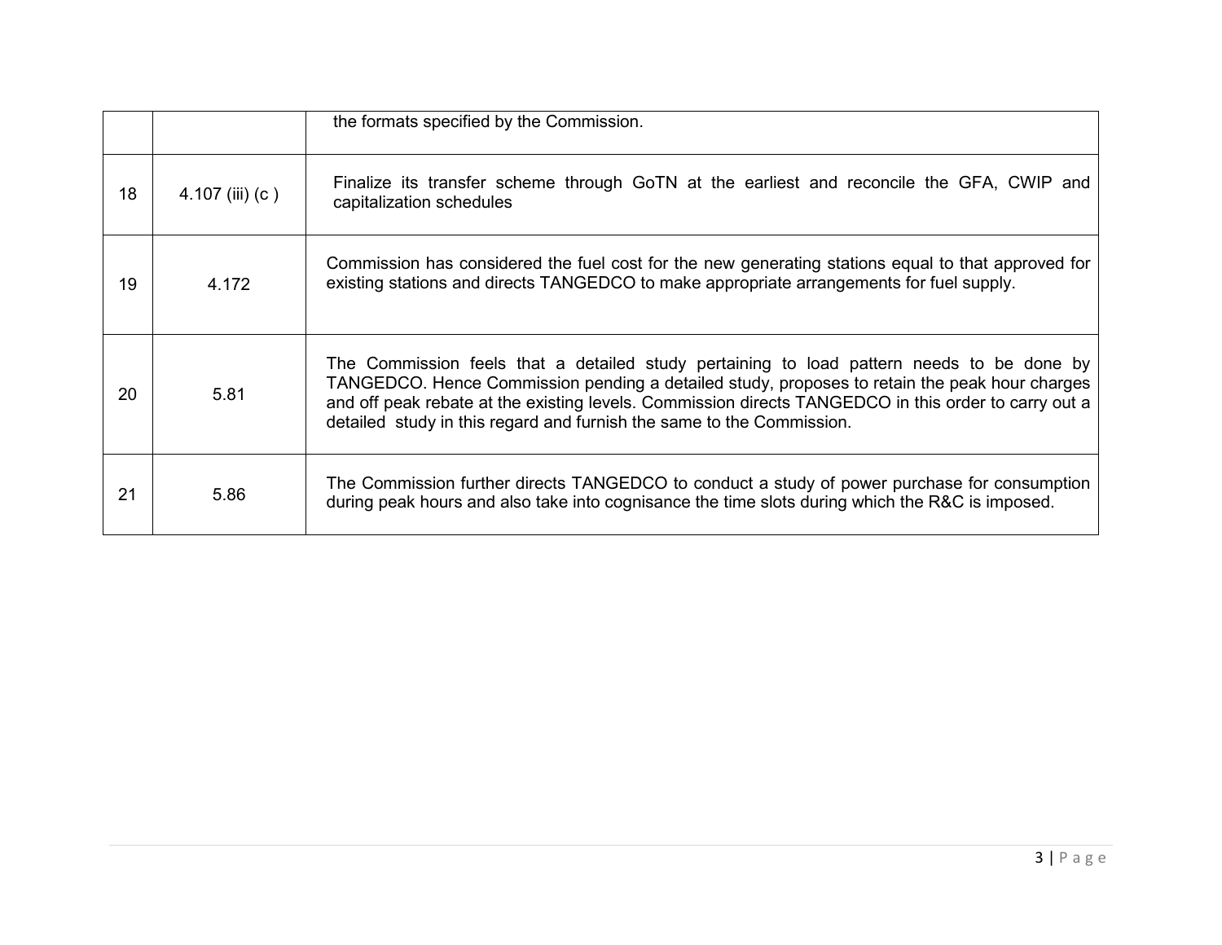| | | |
|---|---|---|
| | | the formats specified by the Commission. |
| 18 | 4.107 (iii) (c ) | Finalize its transfer scheme through GoTN at the earliest and reconcile the GFA, CWIP and capitalization schedules |
| 19 | 4.172 | Commission has considered the fuel cost for the new generating stations equal to that approved for existing stations and directs TANGEDCO to make appropriate arrangements for fuel supply. |
| 20 | 5.81 | The Commission feels that a detailed study pertaining to load pattern needs to be done by TANGEDCO. Hence Commission pending a detailed study, proposes to retain the peak hour charges and off peak rebate at the existing levels. Commission directs TANGEDCO in this order to carry out a detailed study in this regard and furnish the same to the Commission. |
| 21 | 5.86 | The Commission further directs TANGEDCO to conduct a study of power purchase for consumption during peak hours and also take into cognisance the time slots during which the R&C is imposed. |